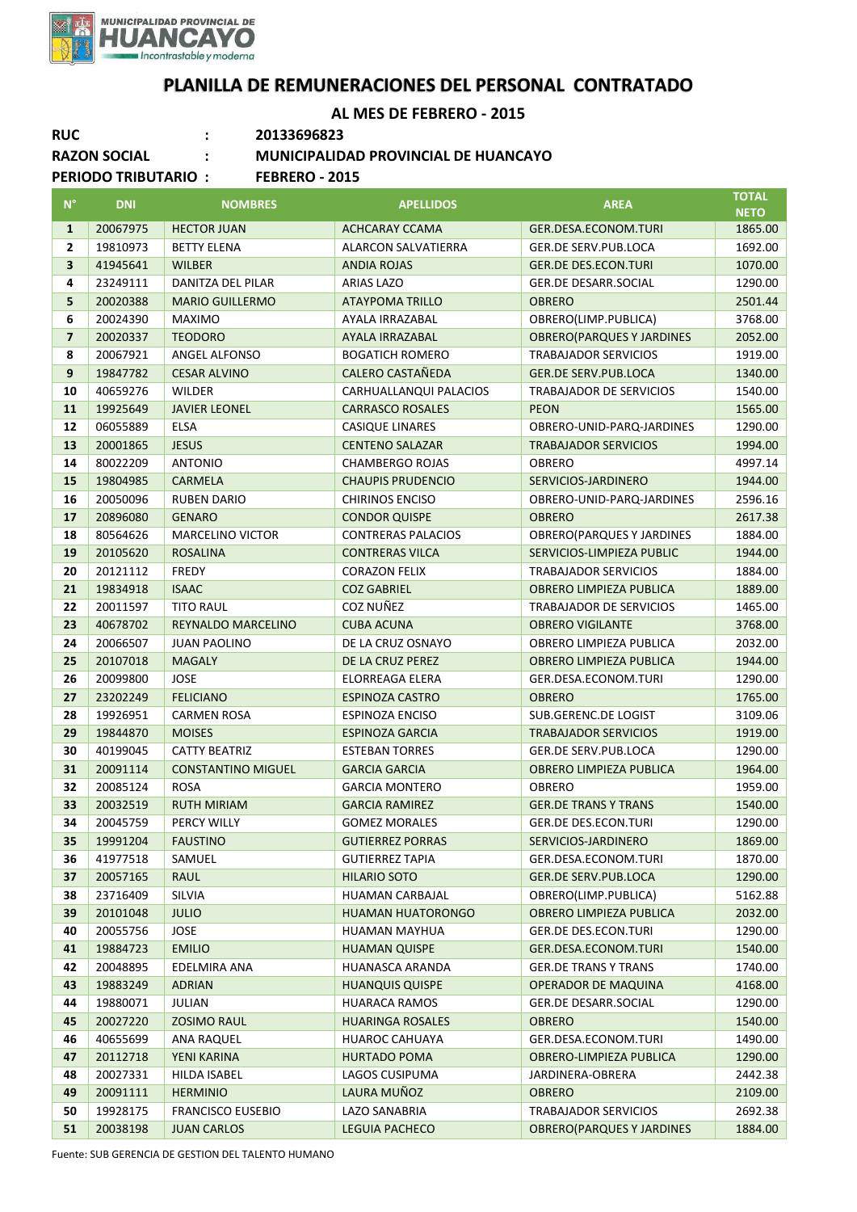# PLANILLA DE REMUNERACIONES DEL PERSONAL CONTRATADO

**AL MES DE FEBRERO - 2015**

**RUC : 20133696823**

**RAZON SOCIAL : MUNICIPALIDAD PROVINCIAL DE HUANCAYO**

**PERIODO TRIBUTARIO : FEBRERO - 2015**

| N° | DNI | NOMBRES | APELLIDOS | AREA | TOTAL NETO |
|---|---|---|---|---|---|
| 1 | 20067975 | HECTOR JUAN | ACHCARAY CCAMA | GER.DESA.ECONOM.TURI | 1865.00 |
| 2 | 19810973 | BETTY ELENA | ALARCON SALVATIERRA | GER.DE SERV.PUB.LOCA | 1692.00 |
| 3 | 41945641 | WILBER | ANDIA ROJAS | GER.DE DES.ECON.TURI | 1070.00 |
| 4 | 23249111 | DANITZA DEL PILAR | ARIAS LAZO | GER.DE DESARR.SOCIAL | 1290.00 |
| 5 | 20020388 | MARIO GUILLERMO | ATAYPOMA TRILLO | OBRERO | 2501.44 |
| 6 | 20024390 | MAXIMO | AYALA IRRAZABAL | OBRERO(LIMP.PUBLICA) | 3768.00 |
| 7 | 20020337 | TEODORO | AYALA IRRAZABAL | OBRERO(PARQUES Y JARDINES | 2052.00 |
| 8 | 20067921 | ANGEL ALFONSO | BOGATICH ROMERO | TRABAJADOR SERVICIOS | 1919.00 |
| 9 | 19847782 | CESAR ALVINO | CALERO CASTAÑEDA | GER.DE SERV.PUB.LOCA | 1340.00 |
| 10 | 40659276 | WILDER | CARHUALLANQUI PALACIOS | TRABAJADOR DE SERVICIOS | 1540.00 |
| 11 | 19925649 | JAVIER LEONEL | CARRASCO ROSALES | PEON | 1565.00 |
| 12 | 06055889 | ELSA | CASIQUE LINARES | OBRERO-UNID-PARQ-JARDINES | 1290.00 |
| 13 | 20001865 | JESUS | CENTENO SALAZAR | TRABAJADOR SERVICIOS | 1994.00 |
| 14 | 80022209 | ANTONIO | CHAMBERGO ROJAS | OBRERO | 4997.14 |
| 15 | 19804985 | CARMELA | CHAUPIS PRUDENCIO | SERVICIOS-JARDINERO | 1944.00 |
| 16 | 20050096 | RUBEN DARIO | CHIRINOS ENCISO | OBRERO-UNID-PARQ-JARDINES | 2596.16 |
| 17 | 20896080 | GENARO | CONDOR QUISPE | OBRERO | 2617.38 |
| 18 | 80564626 | MARCELINO VICTOR | CONTRERAS PALACIOS | OBRERO(PARQUES Y JARDINES | 1884.00 |
| 19 | 20105620 | ROSALINA | CONTRERAS VILCA | SERVICIOS-LIMPIEZA PUBLIC | 1944.00 |
| 20 | 20121112 | FREDY | CORAZON FELIX | TRABAJADOR SERVICIOS | 1884.00 |
| 21 | 19834918 | ISAAC | COZ GABRIEL | OBRERO LIMPIEZA PUBLICA | 1889.00 |
| 22 | 20011597 | TITO RAUL | COZ NUÑEZ | TRABAJADOR DE SERVICIOS | 1465.00 |
| 23 | 40678702 | REYNALDO MARCELINO | CUBA ACUNA | OBRERO VIGILANTE | 3768.00 |
| 24 | 20066507 | JUAN PAOLINO | DE LA CRUZ OSNAYO | OBRERO LIMPIEZA PUBLICA | 2032.00 |
| 25 | 20107018 | MAGALY | DE LA CRUZ PEREZ | OBRERO LIMPIEZA PUBLICA | 1944.00 |
| 26 | 20099800 | JOSE | ELORREAGA ELERA | GER.DESA.ECONOM.TURI | 1290.00 |
| 27 | 23202249 | FELICIANO | ESPINOZA CASTRO | OBRERO | 1765.00 |
| 28 | 19926951 | CARMEN ROSA | ESPINOZA ENCISO | SUB.GERENC.DE LOGIST | 3109.06 |
| 29 | 19844870 | MOISES | ESPINOZA GARCIA | TRABAJADOR SERVICIOS | 1919.00 |
| 30 | 40199045 | CATTY BEATRIZ | ESTEBAN TORRES | GER.DE SERV.PUB.LOCA | 1290.00 |
| 31 | 20091114 | CONSTANTINO MIGUEL | GARCIA GARCIA | OBRERO LIMPIEZA PUBLICA | 1964.00 |
| 32 | 20085124 | ROSA | GARCIA MONTERO | OBRERO | 1959.00 |
| 33 | 20032519 | RUTH MIRIAM | GARCIA RAMIREZ | GER.DE TRANS Y TRANS | 1540.00 |
| 34 | 20045759 | PERCY WILLY | GOMEZ MORALES | GER.DE DES.ECON.TURI | 1290.00 |
| 35 | 19991204 | FAUSTINO | GUTIERREZ PORRAS | SERVICIOS-JARDINERO | 1869.00 |
| 36 | 41977518 | SAMUEL | GUTIERREZ TAPIA | GER.DESA.ECONOM.TURI | 1870.00 |
| 37 | 20057165 | RAUL | HILARIO SOTO | GER.DE SERV.PUB.LOCA | 1290.00 |
| 38 | 23716409 | SILVIA | HUAMAN CARBAJAL | OBRERO(LIMP.PUBLICA) | 5162.88 |
| 39 | 20101048 | JULIO | HUAMAN HUATORONGO | OBRERO LIMPIEZA PUBLICA | 2032.00 |
| 40 | 20055756 | JOSE | HUAMAN MAYHUA | GER.DE DES.ECON.TURI | 1290.00 |
| 41 | 19884723 | EMILIO | HUAMAN QUISPE | GER.DESA.ECONOM.TURI | 1540.00 |
| 42 | 20048895 | EDELMIRA ANA | HUANASCA ARANDA | GER.DE TRANS Y TRANS | 1740.00 |
| 43 | 19883249 | ADRIAN | HUANQUIS QUISPE | OPERADOR DE MAQUINA | 4168.00 |
| 44 | 19880071 | JULIAN | HUARACA RAMOS | GER.DE DESARR.SOCIAL | 1290.00 |
| 45 | 20027220 | ZOSIMO RAUL | HUARINGA ROSALES | OBRERO | 1540.00 |
| 46 | 40655699 | ANA RAQUEL | HUAROC CAHUAYA | GER.DESA.ECONOM.TURI | 1490.00 |
| 47 | 20112718 | YENI KARINA | HURTADO POMA | OBRERO-LIMPIEZA PUBLICA | 1290.00 |
| 48 | 20027331 | HILDA ISABEL | LAGOS CUSIPUMA | JARDINERA-OBRERA | 2442.38 |
| 49 | 20091111 | HERMINIO | LAURA MUÑOZ | OBRERO | 2109.00 |
| 50 | 19928175 | FRANCISCO EUSEBIO | LAZO SANABRIA | TRABAJADOR SERVICIOS | 2692.38 |
| 51 | 20038198 | JUAN CARLOS | LEGUIA PACHECO | OBRERO(PARQUES Y JARDINES | 1884.00 |

Fuente: SUB GERENCIA DE GESTION DEL TALENTO HUMANO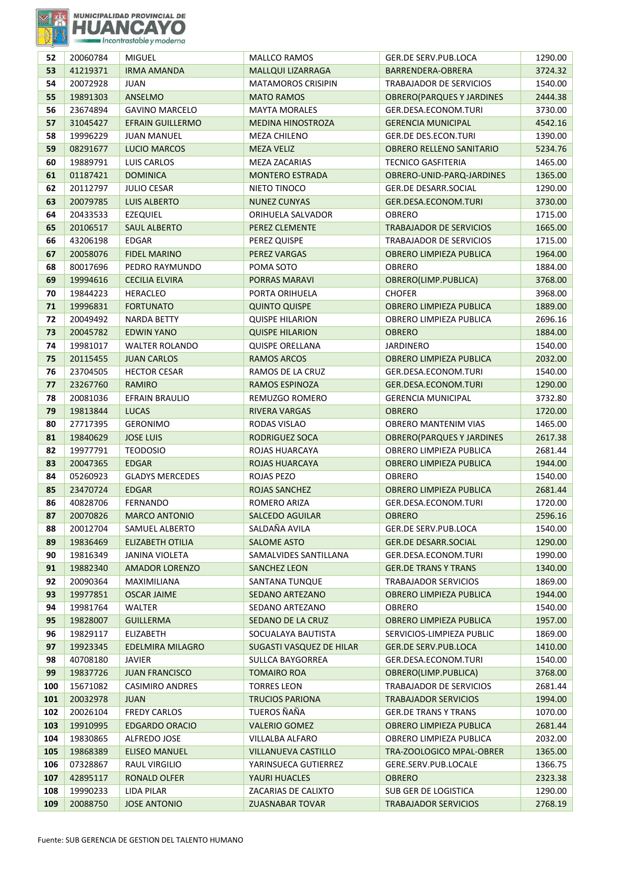| | | | | | |
|---|---|---|---|---|---|
| 52 | 20060784 | MIGUEL | MALLCO RAMOS | GER.DE SERV.PUB.LOCA | 1290.00 |
| 53 | 41219371 | IRMA AMANDA | MALLQUI LIZARRAGA | BARRENDERA-OBRERA | 3724.32 |
| 54 | 20072928 | JUAN | MATAMOROS CRISIPIN | TRABAJADOR DE SERVICIOS | 1540.00 |
| 55 | 19891303 | ANSELMO | MATO RAMOS | OBRERO(PARQUES Y JARDINES | 2444.38 |
| 56 | 23674894 | GAVINO MARCELO | MAYTA MORALES | GER.DESA.ECONOM.TURI | 3730.00 |
| 57 | 31045427 | EFRAIN GUILLERMO | MEDINA HINOSTROZA | GERENCIA MUNICIPAL | 4542.16 |
| 58 | 19996229 | JUAN MANUEL | MEZA CHILENO | GER.DE DES.ECON.TURI | 1390.00 |
| 59 | 08291677 | LUCIO MARCOS | MEZA VELIZ | OBRERO RELLENO SANITARIO | 5234.76 |
| 60 | 19889791 | LUIS CARLOS | MEZA ZACARIAS | TECNICO GASFITERIA | 1465.00 |
| 61 | 01187421 | DOMINICA | MONTERO ESTRADA | OBRERO-UNID-PARQ-JARDINES | 1365.00 |
| 62 | 20112797 | JULIO CESAR | NIETO TINOCO | GER.DE DESARR.SOCIAL | 1290.00 |
| 63 | 20079785 | LUIS ALBERTO | NUNEZ CUNYAS | GER.DESA.ECONOM.TURI | 3730.00 |
| 64 | 20433533 | EZEQUIEL | ORIHUELA SALVADOR | OBRERO | 1715.00 |
| 65 | 20106517 | SAUL ALBERTO | PEREZ CLEMENTE | TRABAJADOR DE SERVICIOS | 1665.00 |
| 66 | 43206198 | EDGAR | PEREZ QUISPE | TRABAJADOR DE SERVICIOS | 1715.00 |
| 67 | 20058076 | FIDEL MARINO | PEREZ VARGAS | OBRERO LIMPIEZA PUBLICA | 1964.00 |
| 68 | 80017696 | PEDRO RAYMUNDO | POMA SOTO | OBRERO | 1884.00 |
| 69 | 19994616 | CECILIA ELVIRA | PORRAS MARAVI | OBRERO(LIMP.PUBLICA) | 3768.00 |
| 70 | 19844223 | HERACLEO | PORTA ORIHUELA | CHOFER | 3968.00 |
| 71 | 19996831 | FORTUNATO | QUINTO QUISPE | OBRERO LIMPIEZA PUBLICA | 1889.00 |
| 72 | 20049492 | NARDA BETTY | QUISPE HILARION | OBRERO LIMPIEZA PUBLICA | 2696.16 |
| 73 | 20045782 | EDWIN YANO | QUISPE HILARION | OBRERO | 1884.00 |
| 74 | 19981017 | WALTER ROLANDO | QUISPE ORELLANA | JARDINERO | 1540.00 |
| 75 | 20115455 | JUAN CARLOS | RAMOS ARCOS | OBRERO LIMPIEZA PUBLICA | 2032.00 |
| 76 | 23704505 | HECTOR CESAR | RAMOS DE LA CRUZ | GER.DESA.ECONOM.TURI | 1540.00 |
| 77 | 23267760 | RAMIRO | RAMOS ESPINOZA | GER.DESA.ECONOM.TURI | 1290.00 |
| 78 | 20081036 | EFRAIN BRAULIO | REMUZGO ROMERO | GERENCIA MUNICIPAL | 3732.80 |
| 79 | 19813844 | LUCAS | RIVERA VARGAS | OBRERO | 1720.00 |
| 80 | 27717395 | GERONIMO | RODAS VISLAO | OBRERO MANTENIM VIAS | 1465.00 |
| 81 | 19840629 | JOSE LUIS | RODRIGUEZ SOCA | OBRERO(PARQUES Y JARDINES | 2617.38 |
| 82 | 19977791 | TEODOSIO | ROJAS HUARCAYA | OBRERO LIMPIEZA PUBLICA | 2681.44 |
| 83 | 20047365 | EDGAR | ROJAS HUARCAYA | OBRERO LIMPIEZA PUBLICA | 1944.00 |
| 84 | 05260923 | GLADYS MERCEDES | ROJAS PEZO | OBRERO | 1540.00 |
| 85 | 23470724 | EDGAR | ROJAS SANCHEZ | OBRERO LIMPIEZA PUBLICA | 2681.44 |
| 86 | 40828706 | FERNANDO | ROMERO ARIZA | GER.DESA.ECONOM.TURI | 1720.00 |
| 87 | 20070826 | MARCO ANTONIO | SALCEDO AGUILAR | OBRERO | 2596.16 |
| 88 | 20012704 | SAMUEL ALBERTO | SALDAÑA AVILA | GER.DE SERV.PUB.LOCA | 1540.00 |
| 89 | 19836469 | ELIZABETH OTILIA | SALOME ASTO | GER.DE DESARR.SOCIAL | 1290.00 |
| 90 | 19816349 | JANINA VIOLETA | SAMALVIDES SANTILLANA | GER.DESA.ECONOM.TURI | 1990.00 |
| 91 | 19882340 | AMADOR LORENZO | SANCHEZ LEON | GER.DE TRANS Y TRANS | 1340.00 |
| 92 | 20090364 | MAXIMILIANA | SANTANA TUNQUE | TRABAJADOR SERVICIOS | 1869.00 |
| 93 | 19977851 | OSCAR JAIME | SEDANO ARTEZANO | OBRERO LIMPIEZA PUBLICA | 1944.00 |
| 94 | 19981764 | WALTER | SEDANO ARTEZANO | OBRERO | 1540.00 |
| 95 | 19828007 | GUILLERMA | SEDANO DE LA CRUZ | OBRERO LIMPIEZA PUBLICA | 1957.00 |
| 96 | 19829117 | ELIZABETH | SOCUALAYA BAUTISTA | SERVICIOS-LIMPIEZA PUBLIC | 1869.00 |
| 97 | 19923345 | EDELMIRA MILAGRO | SUGASTI VASQUEZ DE HILAR | GER.DE SERV.PUB.LOCA | 1410.00 |
| 98 | 40708180 | JAVIER | SULLCA BAYGORREA | GER.DESA.ECONOM.TURI | 1540.00 |
| 99 | 19837726 | JUAN FRANCISCO | TOMAIRO ROA | OBRERO(LIMP.PUBLICA) | 3768.00 |
| 100 | 15671082 | CASIMIRO ANDRES | TORRES LEON | TRABAJADOR DE SERVICIOS | 2681.44 |
| 101 | 20032978 | JUAN | TRUCIOS PARIONA | TRABAJADOR SERVICIOS | 1994.00 |
| 102 | 20026104 | FREDY CARLOS | TUEROS ÑAÑA | GER.DE TRANS Y TRANS | 1070.00 |
| 103 | 19910995 | EDGARDO ORACIO | VALERIO GOMEZ | OBRERO LIMPIEZA PUBLICA | 2681.44 |
| 104 | 19830865 | ALFREDO JOSE | VILLALBA ALFARO | OBRERO LIMPIEZA PUBLICA | 2032.00 |
| 105 | 19868389 | ELISEO MANUEL | VILLANUEVA CASTILLO | TRA-ZOOLOGICO MPAL-OBRER | 1365.00 |
| 106 | 07328867 | RAUL VIRGILIO | YARINSUECA GUTIERREZ | GERE.SERV.PUB.LOCALE | 1366.75 |
| 107 | 42895117 | RONALD OLFER | YAURI HUACLES | OBRERO | 2323.38 |
| 108 | 19990233 | LIDA PILAR | ZACARIAS DE CALIXTO | SUB GER DE LOGISTICA | 1290.00 |
| 109 | 20088750 | JOSE ANTONIO | ZUASNABAR TOVAR | TRABAJADOR SERVICIOS | 2768.19 |

Fuente: SUB GERENCIA DE GESTION DEL TALENTO HUMANO